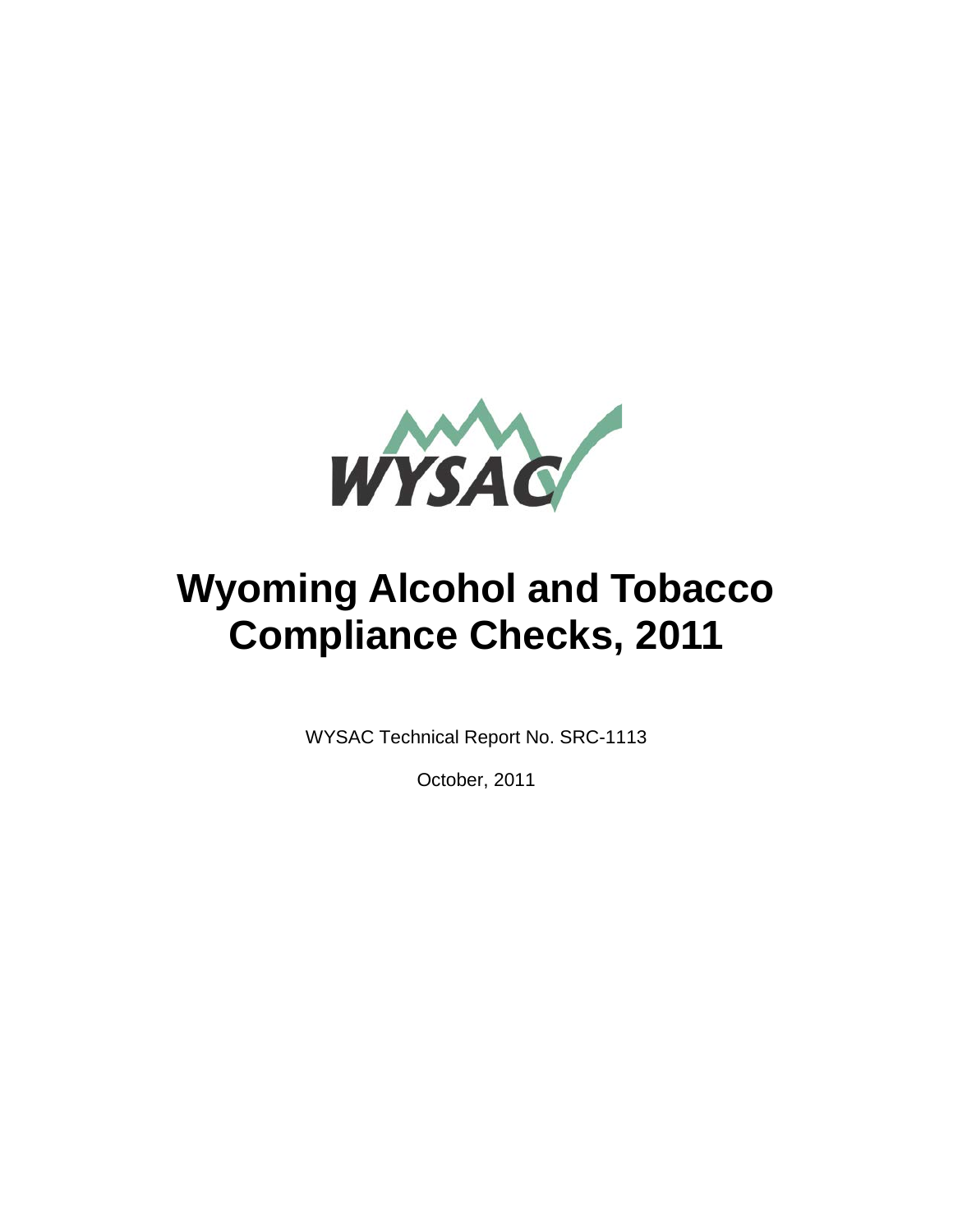WYSAC

# Wyoming Alcohol and Tobacco Compliance Checks, 2011

WYSAC Technical Report No. SRC-1113

October, 2011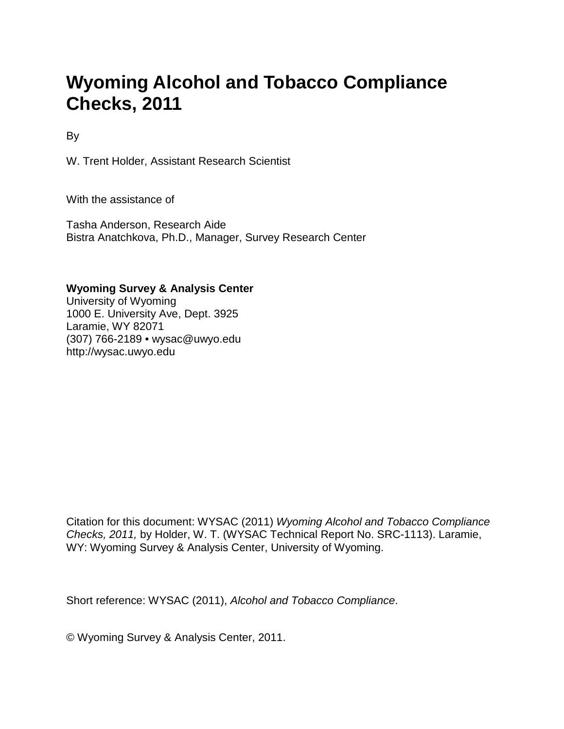# Wyoming Alcohol and Tobacco Compliance Checks, 2011

By

W. Trent Holder, Assistant Research Scientist

With the assistance of

Tasha Anderson, Research Aide
Bistra Anatchkova, Ph.D., Manager, Survey Research Center

**Wyoming Survey & Analysis Center**
University of Wyoming
1000 E. University Ave, Dept. 3925
Laramie, WY 82071
(307) 766-2189 • wysac@uwyo.edu
http://wysac.uwyo.edu

Citation for this document: WYSAC (2011) *Wyoming Alcohol and Tobacco Compliance Checks, 2011,* by Holder, W. T. (WYSAC Technical Report No. SRC-1113). Laramie, WY: Wyoming Survey & Analysis Center, University of Wyoming.

Short reference: WYSAC (2011), *Alcohol and Tobacco Compliance*.

© Wyoming Survey & Analysis Center, 2011.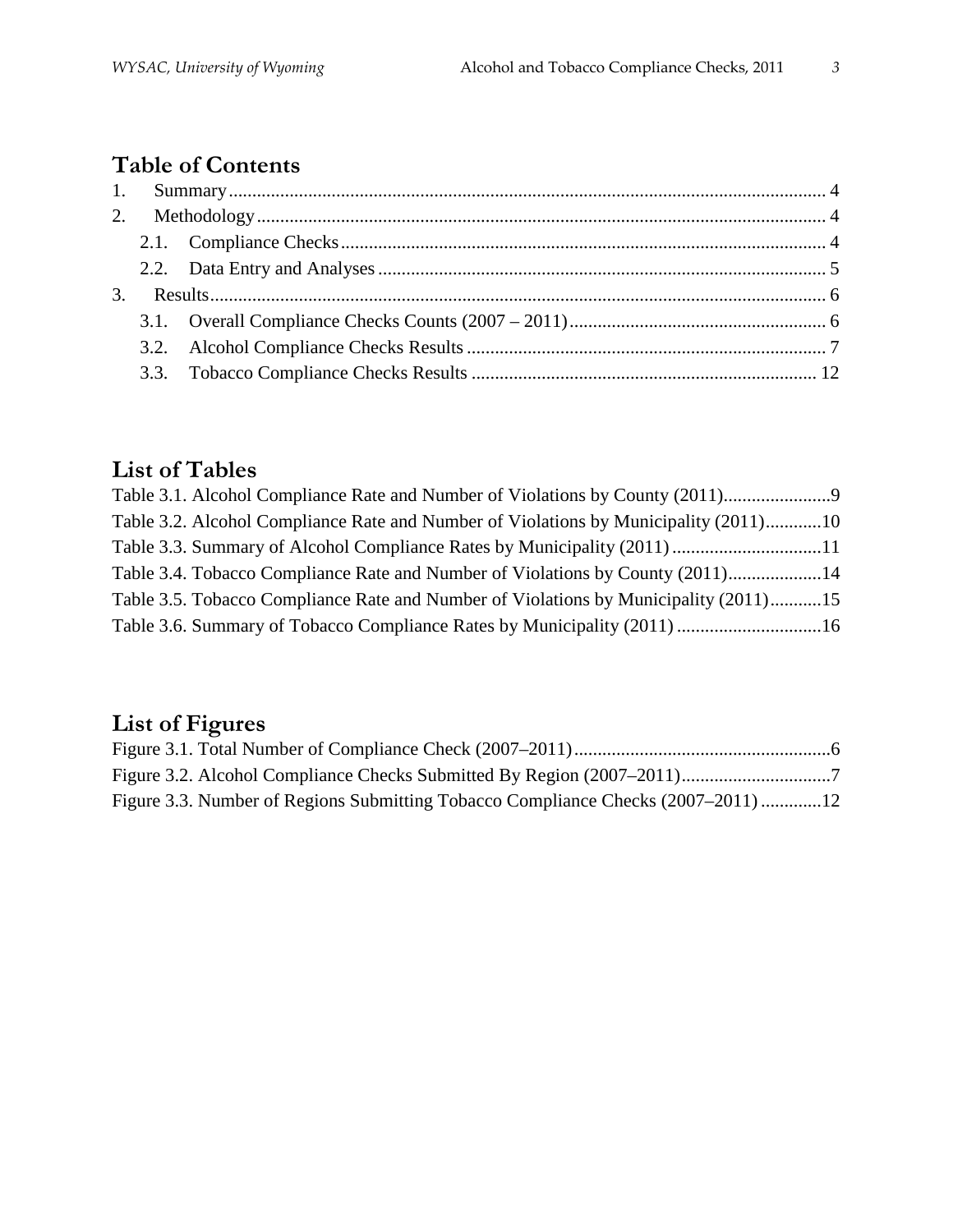## Table of Contents

1. Summary ........ 4
2. Methodology ........ 4
    - 2.1. Compliance Checks ........ 4
    - 2.2. Data Entry and Analyses ........ 5
3. Results ........ 6
    - 3.1. Overall Compliance Checks Counts (2007 – 2011) ........ 6
    - 3.2. Alcohol Compliance Checks Results ........ 7
    - 3.3. Tobacco Compliance Checks Results ........ 12

## List of Tables

Table 3.1. Alcohol Compliance Rate and Number of Violations by County (2011) ........ 9
Table 3.2. Alcohol Compliance Rate and Number of Violations by Municipality (2011) ........ 10
Table 3.3. Summary of Alcohol Compliance Rates by Municipality (2011) ........ 11
Table 3.4. Tobacco Compliance Rate and Number of Violations by County (2011) ........ 14
Table 3.5. Tobacco Compliance Rate and Number of Violations by Municipality (2011) ........ 15
Table 3.6. Summary of Tobacco Compliance Rates by Municipality (2011) ........ 16

## List of Figures

Figure 3.1. Total Number of Compliance Check (2007–2011) ........ 6
Figure 3.2. Alcohol Compliance Checks Submitted By Region (2007–2011) ........ 7
Figure 3.3. Number of Regions Submitting Tobacco Compliance Checks (2007–2011) ........ 12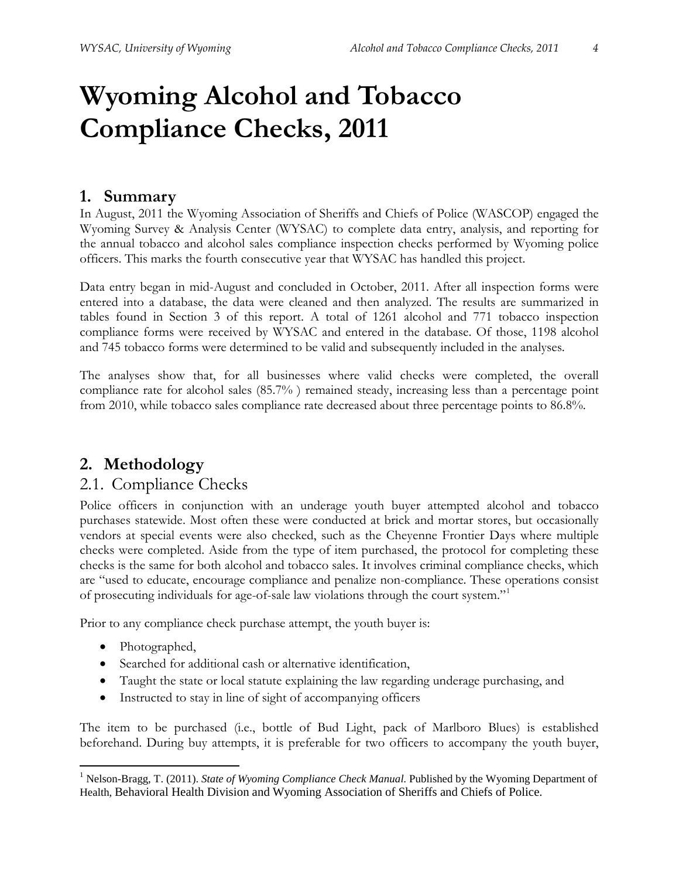# Wyoming Alcohol and Tobacco Compliance Checks, 2011

## 1. Summary

In August, 2011 the Wyoming Association of Sheriffs and Chiefs of Police (WASCOP) engaged the Wyoming Survey & Analysis Center (WYSAC) to complete data entry, analysis, and reporting for the annual tobacco and alcohol sales compliance inspection checks performed by Wyoming police officers. This marks the fourth consecutive year that WYSAC has handled this project.

Data entry began in mid-August and concluded in October, 2011. After all inspection forms were entered into a database, the data were cleaned and then analyzed. The results are summarized in tables found in Section 3 of this report. A total of 1261 alcohol and 771 tobacco inspection compliance forms were received by WYSAC and entered in the database. Of those, 1198 alcohol and 745 tobacco forms were determined to be valid and subsequently included in the analyses.

The analyses show that, for all businesses where valid checks were completed, the overall compliance rate for alcohol sales (85.7% ) remained steady, increasing less than a percentage point from 2010, while tobacco sales compliance rate decreased about three percentage points to 86.8%.

## 2. Methodology

### 2.1. Compliance Checks

Police officers in conjunction with an underage youth buyer attempted alcohol and tobacco purchases statewide. Most often these were conducted at brick and mortar stores, but occasionally vendors at special events were also checked, such as the Cheyenne Frontier Days where multiple checks were completed. Aside from the type of item purchased, the protocol for completing these checks is the same for both alcohol and tobacco sales. It involves criminal compliance checks, which are "used to educate, encourage compliance and penalize non-compliance. These operations consist of prosecuting individuals for age-of-sale law violations through the court system."[1]

Prior to any compliance check purchase attempt, the youth buyer is:

- Photographed,
- Searched for additional cash or alternative identification,
- Taught the state or local statute explaining the law regarding underage purchasing, and
- Instructed to stay in line of sight of accompanying officers

The item to be purchased (i.e., bottle of Bud Light, pack of Marlboro Blues) is established beforehand. During buy attempts, it is preferable for two officers to accompany the youth buyer,

[1] Nelson-Bragg, T. (2011). *State of Wyoming Compliance Check Manual.* Published by the Wyoming Department of Health, Behavioral Health Division and Wyoming Association of Sheriffs and Chiefs of Police.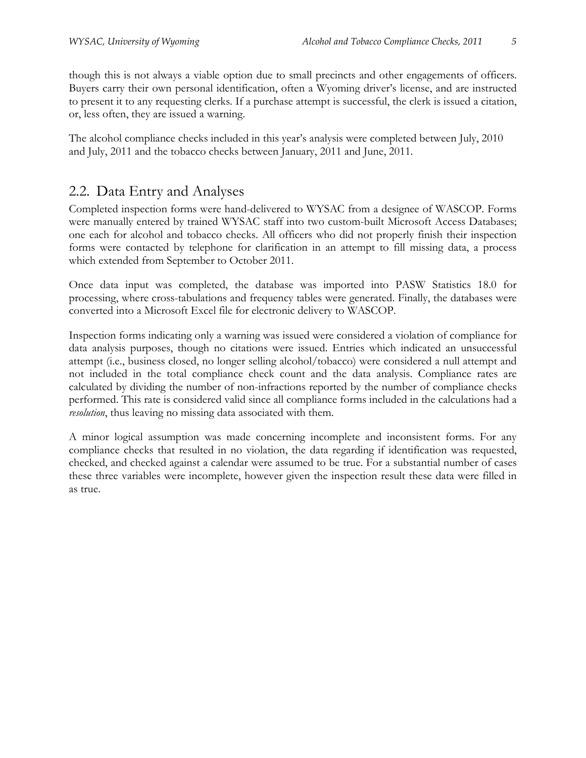though this is not always a viable option due to small precincts and other engagements of officers. Buyers carry their own personal identification, often a Wyoming driver's license, and are instructed to present it to any requesting clerks. If a purchase attempt is successful, the clerk is issued a citation, or, less often, they are issued a warning.

The alcohol compliance checks included in this year's analysis were completed between July, 2010 and July, 2011 and the tobacco checks between January, 2011 and June, 2011.

## 2.2. Data Entry and Analyses

Completed inspection forms were hand-delivered to WYSAC from a designee of WASCOP. Forms were manually entered by trained WYSAC staff into two custom-built Microsoft Access Databases; one each for alcohol and tobacco checks. All officers who did not properly finish their inspection forms were contacted by telephone for clarification in an attempt to fill missing data, a process which extended from September to October 2011.

Once data input was completed, the database was imported into PASW Statistics 18.0 for processing, where cross-tabulations and frequency tables were generated. Finally, the databases were converted into a Microsoft Excel file for electronic delivery to WASCOP.

Inspection forms indicating only a warning was issued were considered a violation of compliance for data analysis purposes, though no citations were issued. Entries which indicated an unsuccessful attempt (i.e., business closed, no longer selling alcohol/tobacco) were considered a null attempt and not included in the total compliance check count and the data analysis. Compliance rates are calculated by dividing the number of non-infractions reported by the number of compliance checks performed. This rate is considered valid since all compliance forms included in the calculations had a *resolution*, thus leaving no missing data associated with them.

A minor logical assumption was made concerning incomplete and inconsistent forms. For any compliance checks that resulted in no violation, the data regarding if identification was requested, checked, and checked against a calendar were assumed to be true. For a substantial number of cases these three variables were incomplete, however given the inspection result these data were filled in as true.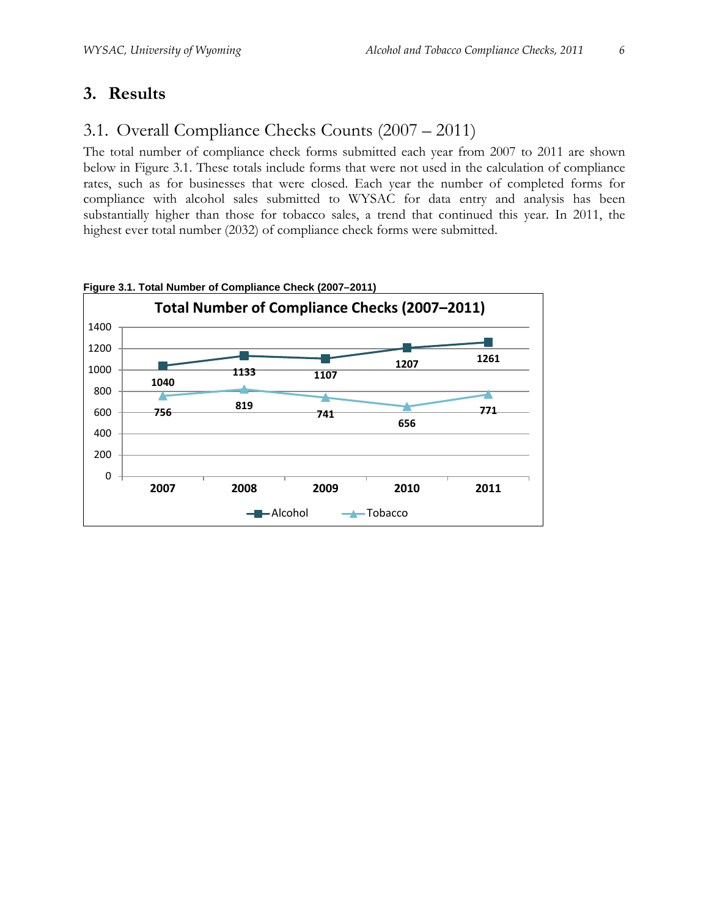# 3. Results

## 3.1. Overall Compliance Checks Counts (2007 – 2011)

The total number of compliance check forms submitted each year from 2007 to 2011 are shown below in Figure 3.1. These totals include forms that were not used in the calculation of compliance rates, such as for businesses that were closed. Each year the number of completed forms for compliance with alcohol sales submitted to WYSAC for data entry and analysis has been substantially higher than those for tobacco sales, a trend that continued this year. In 2011, the highest ever total number (2032) of compliance check forms were submitted.

**Figure 3.1. Total Number of Compliance Check (2007–2011)**

| Year | Alcohol | Tobacco |
|---|---|---|
| 2007 | 1040 | 756 |
| 2008 | 1133 | 819 |
| 2009 | 1107 | 741 |
| 2010 | 1207 | 656 |
| 2011 | 1261 | 771 |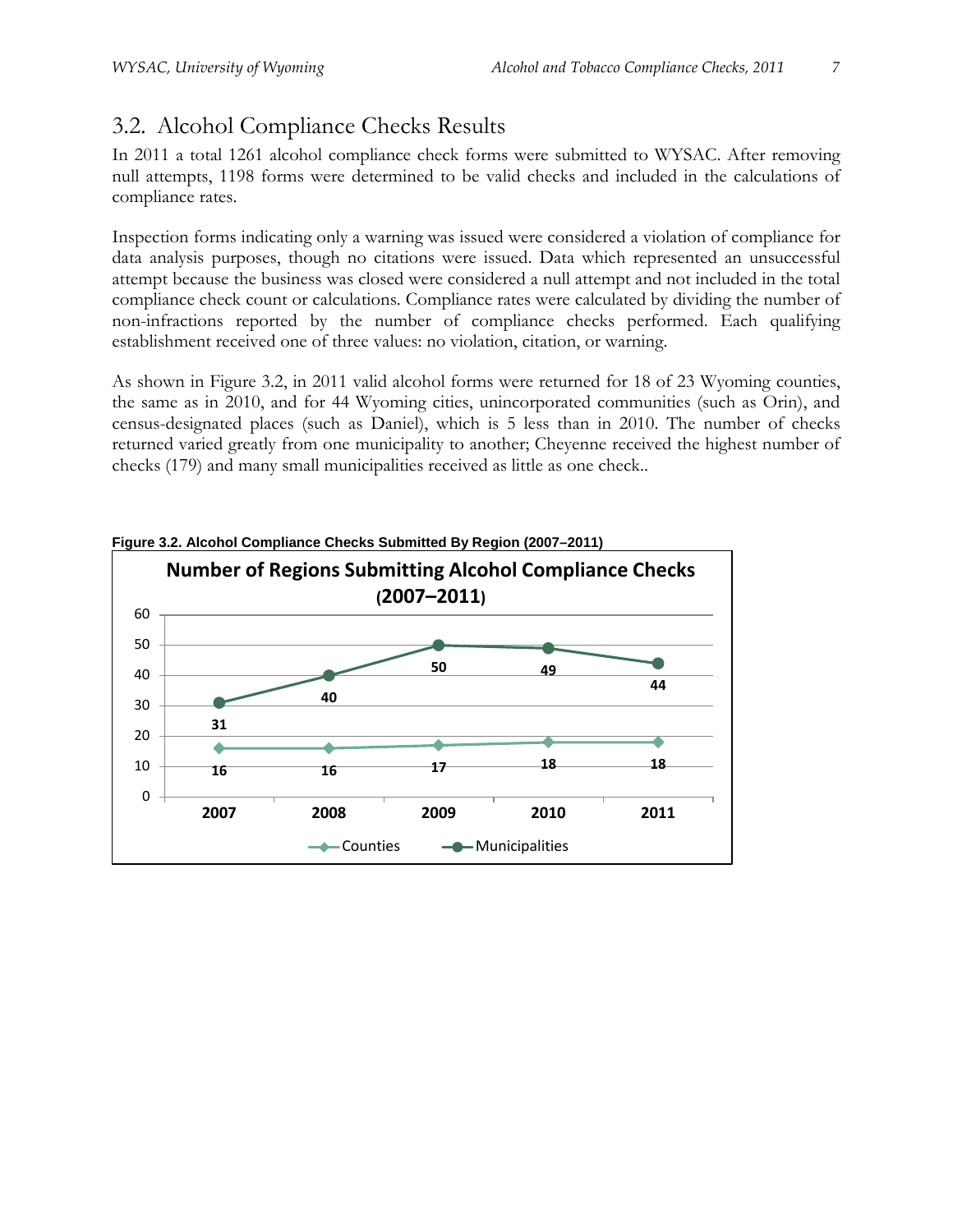## 3.2. Alcohol Compliance Checks Results

In 2011 a total 1261 alcohol compliance check forms were submitted to WYSAC. After removing null attempts, 1198 forms were determined to be valid checks and included in the calculations of compliance rates.

Inspection forms indicating only a warning was issued were considered a violation of compliance for data analysis purposes, though no citations were issued. Data which represented an unsuccessful attempt because the business was closed were considered a null attempt and not included in the total compliance check count or calculations. Compliance rates were calculated by dividing the number of non-infractions reported by the number of compliance checks performed. Each qualifying establishment received one of three values: no violation, citation, or warning.

As shown in Figure 3.2, in 2011 valid alcohol forms were returned for 18 of 23 Wyoming counties, the same as in 2010, and for 44 Wyoming cities, unincorporated communities (such as Orin), and census-designated places (such as Daniel), which is 5 less than in 2010. The number of checks returned varied greatly from one municipality to another; Cheyenne received the highest number of checks (179) and many small municipalities received as little as one check..

**Figure 3.2. Alcohol Compliance Checks Submitted By Region (2007–2011)**

**Number of Regions Submitting Alcohol Compliance Checks (2007–2011)**

| | 2007 | 2008 | 2009 | 2010 | 2011 |
|---|---|---|---|---|---|
| Counties | 16 | 16 | 17 | 18 | 18 |
| Municipalities | 31 | 40 | 50 | 49 | 44 |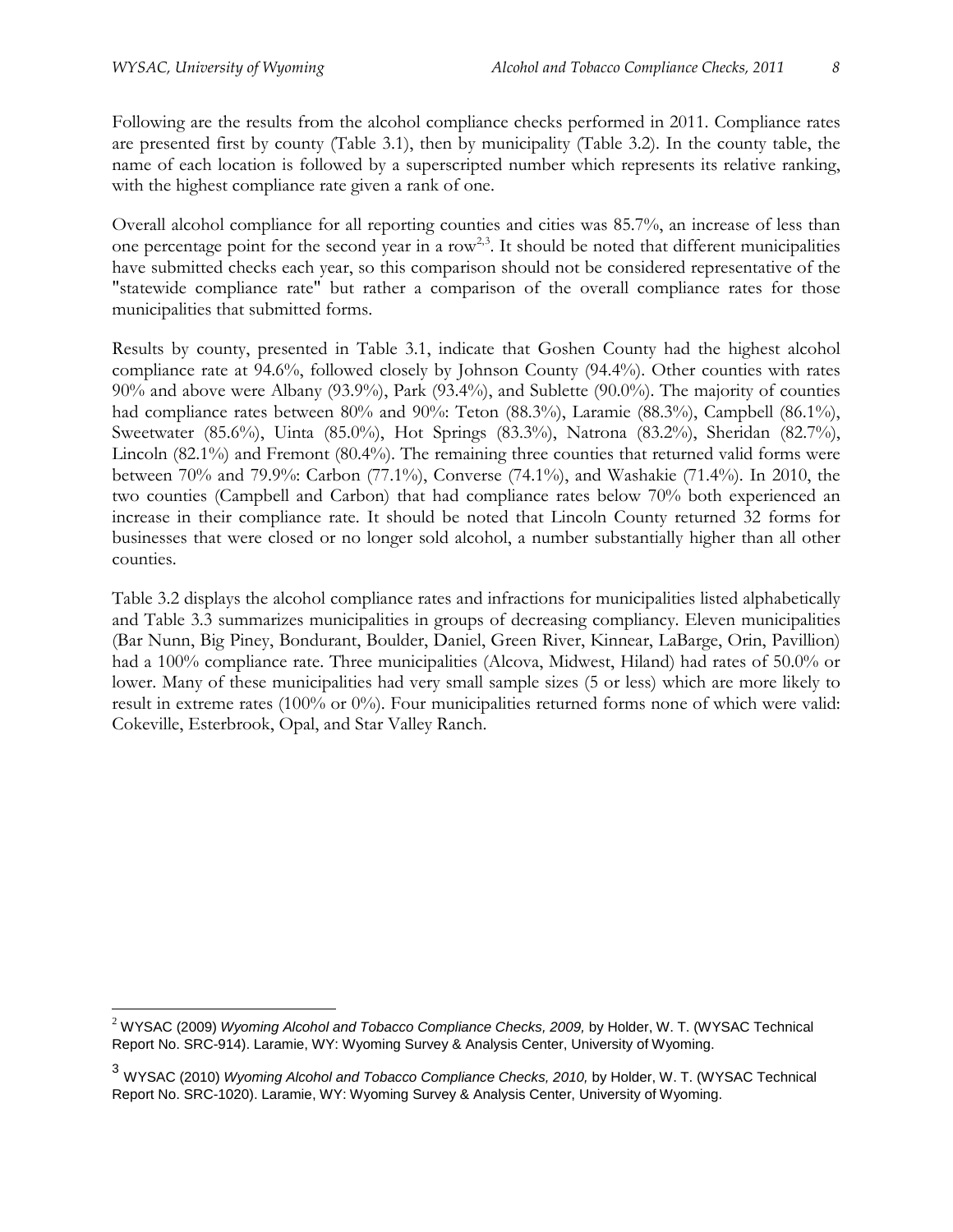Following are the results from the alcohol compliance checks performed in 2011. Compliance rates are presented first by county (Table 3.1), then by municipality (Table 3.2). In the county table, the name of each location is followed by a superscripted number which represents its relative ranking, with the highest compliance rate given a rank of one.

Overall alcohol compliance for all reporting counties and cities was 85.7%, an increase of less than one percentage point for the second year in a row[2,3]. It should be noted that different municipalities have submitted checks each year, so this comparison should not be considered representative of the "statewide compliance rate" but rather a comparison of the overall compliance rates for those municipalities that submitted forms.

Results by county, presented in Table 3.1, indicate that Goshen County had the highest alcohol compliance rate at 94.6%, followed closely by Johnson County (94.4%). Other counties with rates 90% and above were Albany (93.9%), Park (93.4%), and Sublette (90.0%). The majority of counties had compliance rates between 80% and 90%: Teton (88.3%), Laramie (88.3%), Campbell (86.1%), Sweetwater (85.6%), Uinta (85.0%), Hot Springs (83.3%), Natrona (83.2%), Sheridan (82.7%), Lincoln (82.1%) and Fremont (80.4%). The remaining three counties that returned valid forms were between 70% and 79.9%: Carbon (77.1%), Converse (74.1%), and Washakie (71.4%). In 2010, the two counties (Campbell and Carbon) that had compliance rates below 70% both experienced an increase in their compliance rate. It should be noted that Lincoln County returned 32 forms for businesses that were closed or no longer sold alcohol, a number substantially higher than all other counties.

Table 3.2 displays the alcohol compliance rates and infractions for municipalities listed alphabetically and Table 3.3 summarizes municipalities in groups of decreasing compliancy. Eleven municipalities (Bar Nunn, Big Piney, Bondurant, Boulder, Daniel, Green River, Kinnear, LaBarge, Orin, Pavillion) had a 100% compliance rate. Three municipalities (Alcova, Midwest, Hiland) had rates of 50.0% or lower. Many of these municipalities had very small sample sizes (5 or less) which are more likely to result in extreme rates (100% or 0%). Four municipalities returned forms none of which were valid: Cokeville, Esterbrook, Opal, and Star Valley Ranch.

---

[2] WYSAC (2009) *Wyoming Alcohol and Tobacco Compliance Checks, 2009,* by Holder, W. T. (WYSAC Technical Report No. SRC-914). Laramie, WY: Wyoming Survey & Analysis Center, University of Wyoming.

[3] WYSAC (2010) *Wyoming Alcohol and Tobacco Compliance Checks, 2010,* by Holder, W. T. (WYSAC Technical Report No. SRC-1020). Laramie, WY: Wyoming Survey & Analysis Center, University of Wyoming.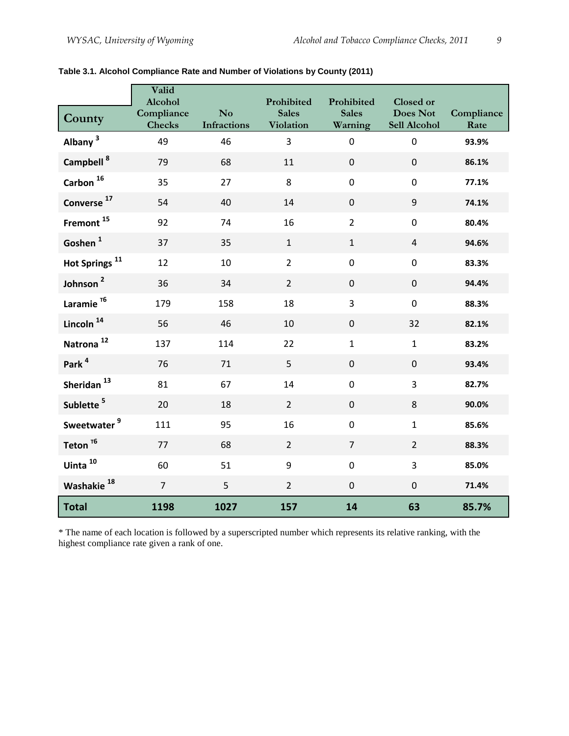**Table 3.1. Alcohol Compliance Rate and Number of Violations by County (2011)**

| County | Valid Alcohol Compliance Checks | No Infractions | Prohibited Sales Violation | Prohibited Sales Warning | Closed or Does Not Sell Alcohol | Compliance Rate |
|---|---|---|---|---|---|---|
| **Albany** [3] | 49 | 46 | 3 | 0 | 0 | **93.9%** |
| **Campbell** [8] | 79 | 68 | 11 | 0 | 0 | **86.1%** |
| **Carbon** [16] | 35 | 27 | 8 | 0 | 0 | **77.1%** |
| **Converse** [17] | 54 | 40 | 14 | 0 | 9 | **74.1%** |
| **Fremont** [15] | 92 | 74 | 16 | 2 | 0 | **80.4%** |
| **Goshen** [1] | 37 | 35 | 1 | 1 | 4 | **94.6%** |
| **Hot Springs** [11] | 12 | 10 | 2 | 0 | 0 | **83.3%** |
| **Johnson** [2] | 36 | 34 | 2 | 0 | 0 | **94.4%** |
| **Laramie** [T6] | 179 | 158 | 18 | 3 | 0 | **88.3%** |
| **Lincoln** [14] | 56 | 46 | 10 | 0 | 32 | **82.1%** |
| **Natrona** [12] | 137 | 114 | 22 | 1 | 1 | **83.2%** |
| **Park** [4] | 76 | 71 | 5 | 0 | 0 | **93.4%** |
| **Sheridan** [13] | 81 | 67 | 14 | 0 | 3 | **82.7%** |
| **Sublette** [5] | 20 | 18 | 2 | 0 | 8 | **90.0%** |
| **Sweetwater** [9] | 111 | 95 | 16 | 0 | 1 | **85.6%** |
| **Teton** [T6] | 77 | 68 | 2 | 7 | 2 | **88.3%** |
| **Uinta** [10] | 60 | 51 | 9 | 0 | 3 | **85.0%** |
| **Washakie** [18] | 7 | 5 | 2 | 0 | 0 | **71.4%** |
| **Total** | **1198** | **1027** | **157** | **14** | **63** | **85.7%** |

* The name of each location is followed by a superscripted number which represents its relative ranking, with the highest compliance rate given a rank of one.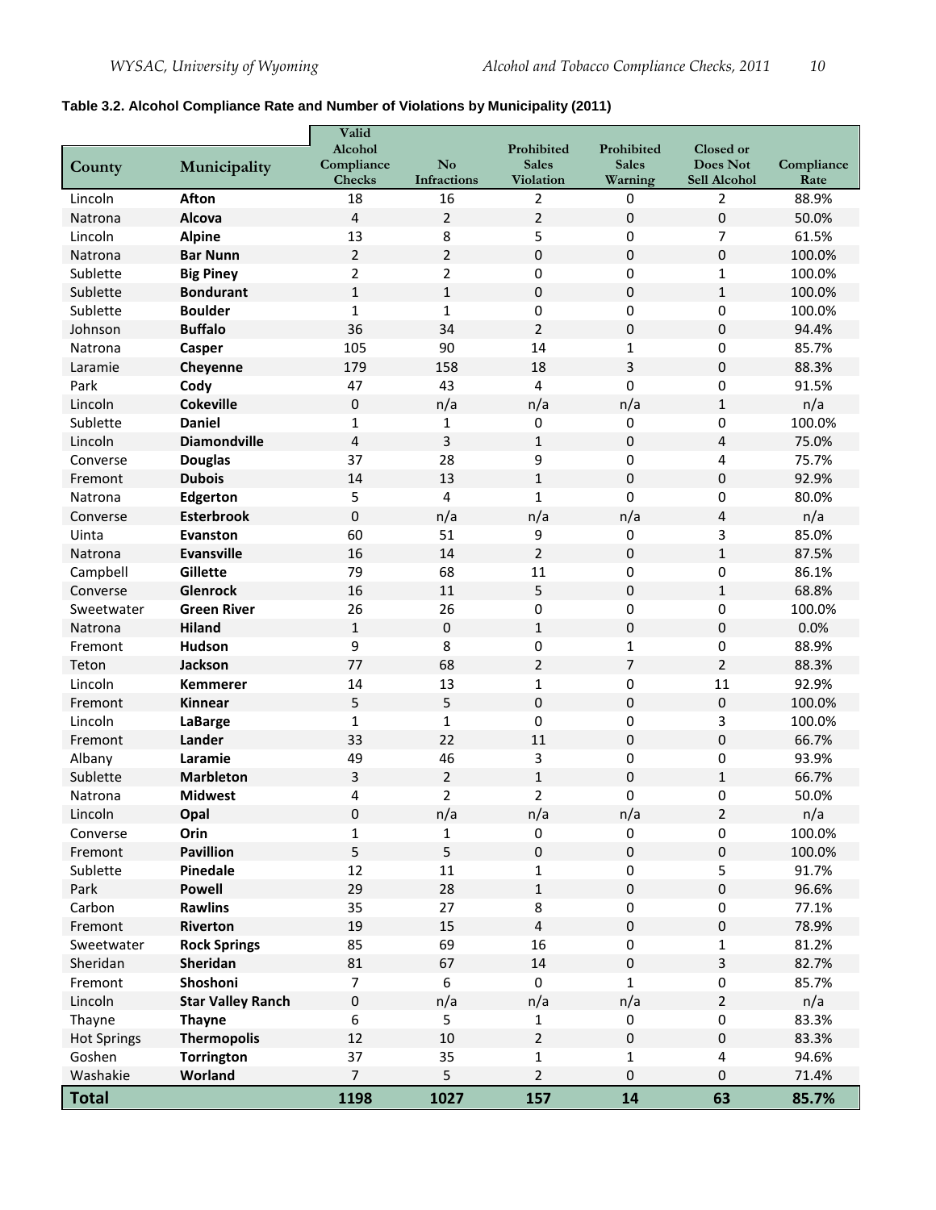**Table 3.2. Alcohol Compliance Rate and Number of Violations by Municipality (2011)**

| County | Municipality | Valid Alcohol Compliance Checks | No Infractions | Prohibited Sales Violation | Prohibited Sales Warning | Closed or Does Not Sell Alcohol | Compliance Rate |
|---|---|---|---|---|---|---|---|
| Lincoln | **Afton** | 18 | 16 | 2 | 0 | 2 | 88.9% |
| Natrona | **Alcova** | 4 | 2 | 2 | 0 | 0 | 50.0% |
| Lincoln | **Alpine** | 13 | 8 | 5 | 0 | 7 | 61.5% |
| Natrona | **Bar Nunn** | 2 | 2 | 0 | 0 | 0 | 100.0% |
| Sublette | **Big Piney** | 2 | 2 | 0 | 0 | 1 | 100.0% |
| Sublette | **Bondurant** | 1 | 1 | 0 | 0 | 1 | 100.0% |
| Sublette | **Boulder** | 1 | 1 | 0 | 0 | 0 | 100.0% |
| Johnson | **Buffalo** | 36 | 34 | 2 | 0 | 0 | 94.4% |
| Natrona | **Casper** | 105 | 90 | 14 | 1 | 0 | 85.7% |
| Laramie | **Cheyenne** | 179 | 158 | 18 | 3 | 0 | 88.3% |
| Park | **Cody** | 47 | 43 | 4 | 0 | 0 | 91.5% |
| Lincoln | **Cokeville** | 0 | n/a | n/a | n/a | 1 | n/a |
| Sublette | **Daniel** | 1 | 1 | 0 | 0 | 0 | 100.0% |
| Lincoln | **Diamondville** | 4 | 3 | 1 | 0 | 4 | 75.0% |
| Converse | **Douglas** | 37 | 28 | 9 | 0 | 4 | 75.7% |
| Fremont | **Dubois** | 14 | 13 | 1 | 0 | 0 | 92.9% |
| Natrona | **Edgerton** | 5 | 4 | 1 | 0 | 0 | 80.0% |
| Converse | **Esterbrook** | 0 | n/a | n/a | n/a | 4 | n/a |
| Uinta | **Evanston** | 60 | 51 | 9 | 0 | 3 | 85.0% |
| Natrona | **Evansville** | 16 | 14 | 2 | 0 | 1 | 87.5% |
| Campbell | **Gillette** | 79 | 68 | 11 | 0 | 0 | 86.1% |
| Converse | **Glenrock** | 16 | 11 | 5 | 0 | 1 | 68.8% |
| Sweetwater | **Green River** | 26 | 26 | 0 | 0 | 0 | 100.0% |
| Natrona | **Hiland** | 1 | 0 | 1 | 0 | 0 | 0.0% |
| Fremont | **Hudson** | 9 | 8 | 0 | 1 | 0 | 88.9% |
| Teton | **Jackson** | 77 | 68 | 2 | 7 | 2 | 88.3% |
| Lincoln | **Kemmerer** | 14 | 13 | 1 | 0 | 11 | 92.9% |
| Fremont | **Kinnear** | 5 | 5 | 0 | 0 | 0 | 100.0% |
| Lincoln | **LaBarge** | 1 | 1 | 0 | 0 | 3 | 100.0% |
| Fremont | **Lander** | 33 | 22 | 11 | 0 | 0 | 66.7% |
| Albany | **Laramie** | 49 | 46 | 3 | 0 | 0 | 93.9% |
| Sublette | **Marbleton** | 3 | 2 | 1 | 0 | 1 | 66.7% |
| Natrona | **Midwest** | 4 | 2 | 2 | 0 | 0 | 50.0% |
| Lincoln | **Opal** | 0 | n/a | n/a | n/a | 2 | n/a |
| Converse | **Orin** | 1 | 1 | 0 | 0 | 0 | 100.0% |
| Fremont | **Pavillion** | 5 | 5 | 0 | 0 | 0 | 100.0% |
| Sublette | **Pinedale** | 12 | 11 | 1 | 0 | 5 | 91.7% |
| Park | **Powell** | 29 | 28 | 1 | 0 | 0 | 96.6% |
| Carbon | **Rawlins** | 35 | 27 | 8 | 0 | 0 | 77.1% |
| Fremont | **Riverton** | 19 | 15 | 4 | 0 | 0 | 78.9% |
| Sweetwater | **Rock Springs** | 85 | 69 | 16 | 0 | 1 | 81.2% |
| Sheridan | **Sheridan** | 81 | 67 | 14 | 0 | 3 | 82.7% |
| Fremont | **Shoshoni** | 7 | 6 | 0 | 1 | 0 | 85.7% |
| Lincoln | **Star Valley Ranch** | 0 | n/a | n/a | n/a | 2 | n/a |
| Thayne | **Thayne** | 6 | 5 | 1 | 0 | 0 | 83.3% |
| Hot Springs | **Thermopolis** | 12 | 10 | 2 | 0 | 0 | 83.3% |
| Goshen | **Torrington** | 37 | 35 | 1 | 1 | 4 | 94.6% |
| Washakie | **Worland** | 7 | 5 | 2 | 0 | 0 | 71.4% |
| **Total** | | **1198** | **1027** | **157** | **14** | **63** | **85.7%** |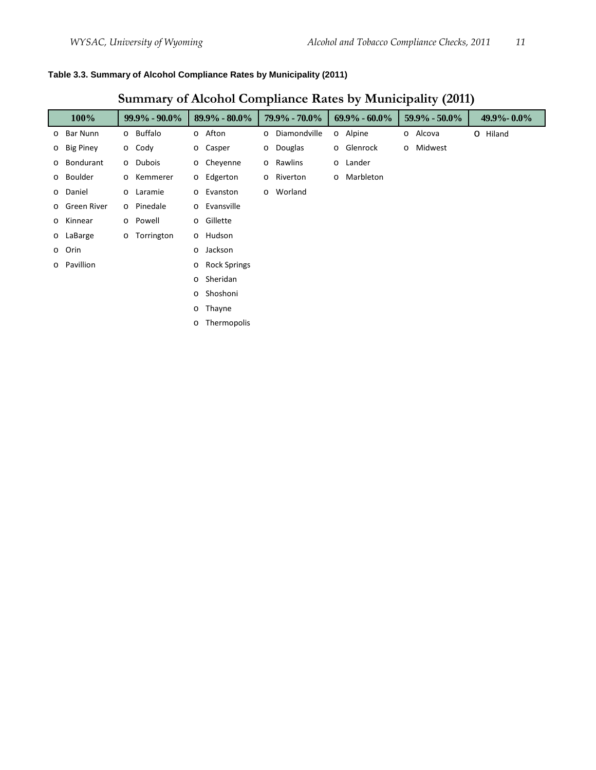**Table 3.3. Summary of Alcohol Compliance Rates by Municipality (2011)**

## Summary of Alcohol Compliance Rates by Municipality (2011)

| 100% | 99.9% - 90.0% | 89.9% - 80.0% | 79.9% - 70.0% | 69.9% - 60.0% | 59.9% - 50.0% | 49.9%- 0.0% |
|---|---|---|---|---|---|---|
| Bar Nunn | Buffalo | Afton | Diamondville | Alpine | Alcova | Hiland |
| Big Piney | Cody | Casper | Douglas | Glenrock | Midwest | |
| Bondurant | Dubois | Cheyenne | Rawlins | Lander | | |
| Boulder | Kemmerer | Edgerton | Riverton | Marbleton | | |
| Daniel | Laramie | Evanston | Worland | | | |
| Green River | Pinedale | Evansville | | | | |
| Kinnear | Powell | Gillette | | | | |
| LaBarge | Torrington | Hudson | | | | |
| Orin | | Jackson | | | | |
| Pavillion | | Rock Springs | | | | |
| | | Sheridan | | | | |
| | | Shoshoni | | | | |
| | | Thayne | | | | |
| | | Thermopolis | | | | |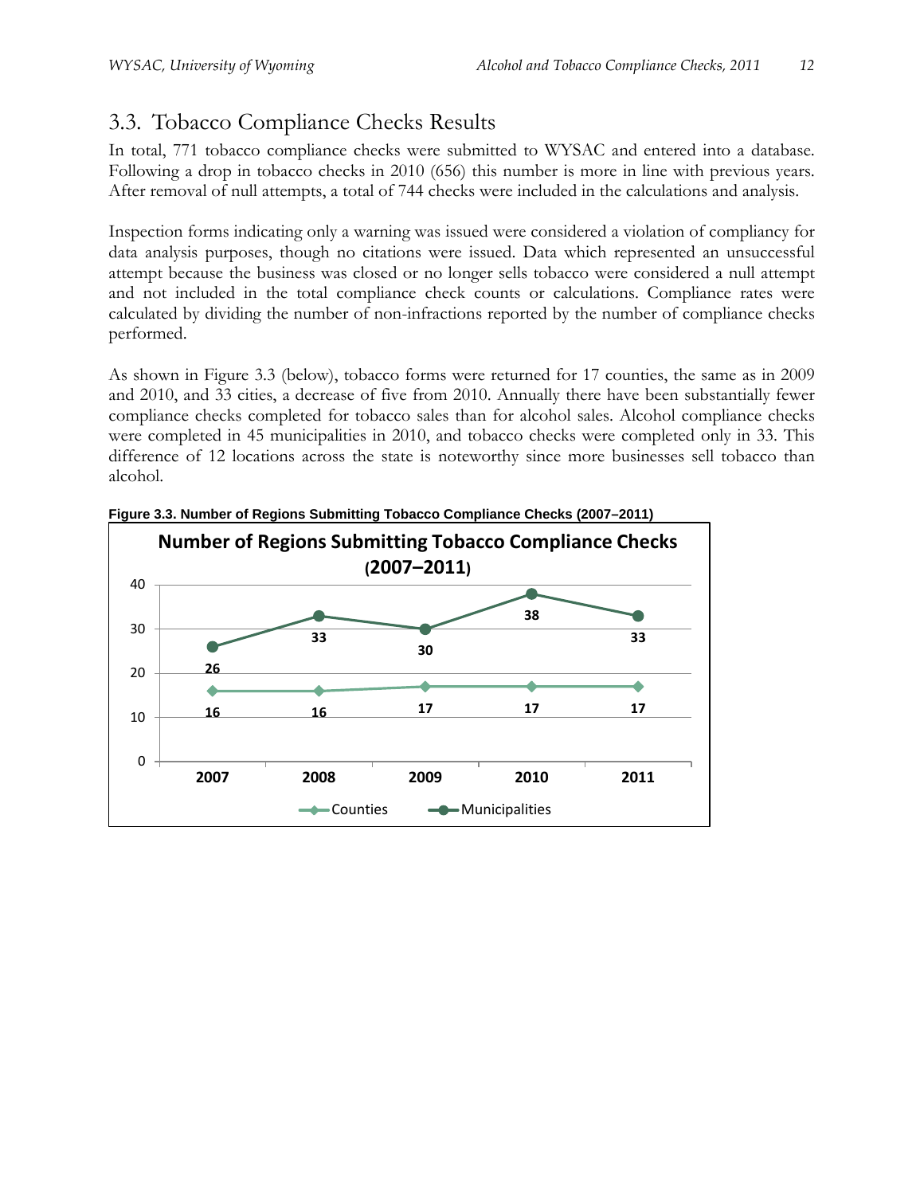## 3.3. Tobacco Compliance Checks Results

In total, 771 tobacco compliance checks were submitted to WYSAC and entered into a database. Following a drop in tobacco checks in 2010 (656) this number is more in line with previous years. After removal of null attempts, a total of 744 checks were included in the calculations and analysis.

Inspection forms indicating only a warning was issued were considered a violation of compliancy for data analysis purposes, though no citations were issued. Data which represented an unsuccessful attempt because the business was closed or no longer sells tobacco were considered a null attempt and not included in the total compliance check counts or calculations. Compliance rates were calculated by dividing the number of non-infractions reported by the number of compliance checks performed.

As shown in Figure 3.3 (below), tobacco forms were returned for 17 counties, the same as in 2009 and 2010, and 33 cities, a decrease of five from 2010. Annually there have been substantially fewer compliance checks completed for tobacco sales than for alcohol sales. Alcohol compliance checks were completed in 45 municipalities in 2010, and tobacco checks were completed only in 33. This difference of 12 locations across the state is noteworthy since more businesses sell tobacco than alcohol.

**Figure 3.3. Number of Regions Submitting Tobacco Compliance Checks (2007–2011)**

| Year | Counties | Municipalities |
|---|---|---|
| 2007 | 16 | 26 |
| 2008 | 16 | 33 |
| 2009 | 17 | 30 |
| 2010 | 17 | 38 |
| 2011 | 17 | 33 |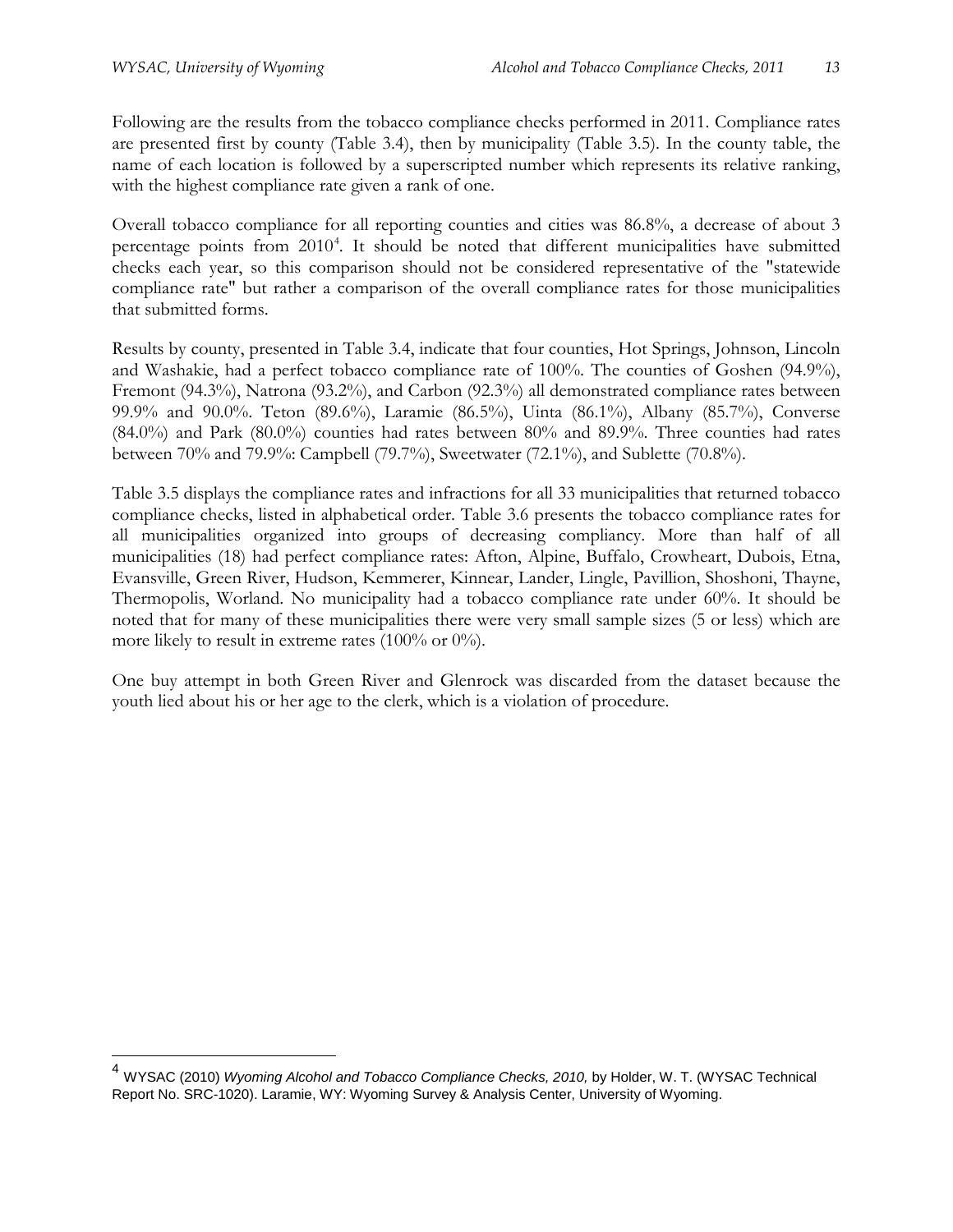Following are the results from the tobacco compliance checks performed in 2011. Compliance rates are presented first by county (Table 3.4), then by municipality (Table 3.5). In the county table, the name of each location is followed by a superscripted number which represents its relative ranking, with the highest compliance rate given a rank of one.

Overall tobacco compliance for all reporting counties and cities was 86.8%, a decrease of about 3 percentage points from 2010[4]. It should be noted that different municipalities have submitted checks each year, so this comparison should not be considered representative of the "statewide compliance rate" but rather a comparison of the overall compliance rates for those municipalities that submitted forms.

Results by county, presented in Table 3.4, indicate that four counties, Hot Springs, Johnson, Lincoln and Washakie, had a perfect tobacco compliance rate of 100%. The counties of Goshen (94.9%), Fremont (94.3%), Natrona (93.2%), and Carbon (92.3%) all demonstrated compliance rates between 99.9% and 90.0%. Teton (89.6%), Laramie (86.5%), Uinta (86.1%), Albany (85.7%), Converse (84.0%) and Park (80.0%) counties had rates between 80% and 89.9%. Three counties had rates between 70% and 79.9%: Campbell (79.7%), Sweetwater (72.1%), and Sublette (70.8%).

Table 3.5 displays the compliance rates and infractions for all 33 municipalities that returned tobacco compliance checks, listed in alphabetical order. Table 3.6 presents the tobacco compliance rates for all municipalities organized into groups of decreasing compliancy. More than half of all municipalities (18) had perfect compliance rates: Afton, Alpine, Buffalo, Crowheart, Dubois, Etna, Evansville, Green River, Hudson, Kemmerer, Kinnear, Lander, Lingle, Pavillion, Shoshoni, Thayne, Thermopolis, Worland. No municipality had a tobacco compliance rate under 60%. It should be noted that for many of these municipalities there were very small sample sizes (5 or less) which are more likely to result in extreme rates (100% or 0%).

One buy attempt in both Green River and Glenrock was discarded from the dataset because the youth lied about his or her age to the clerk, which is a violation of procedure.

---

[4] WYSAC (2010) *Wyoming Alcohol and Tobacco Compliance Checks, 2010,* by Holder, W. T. (WYSAC Technical Report No. SRC-1020). Laramie, WY: Wyoming Survey & Analysis Center, University of Wyoming.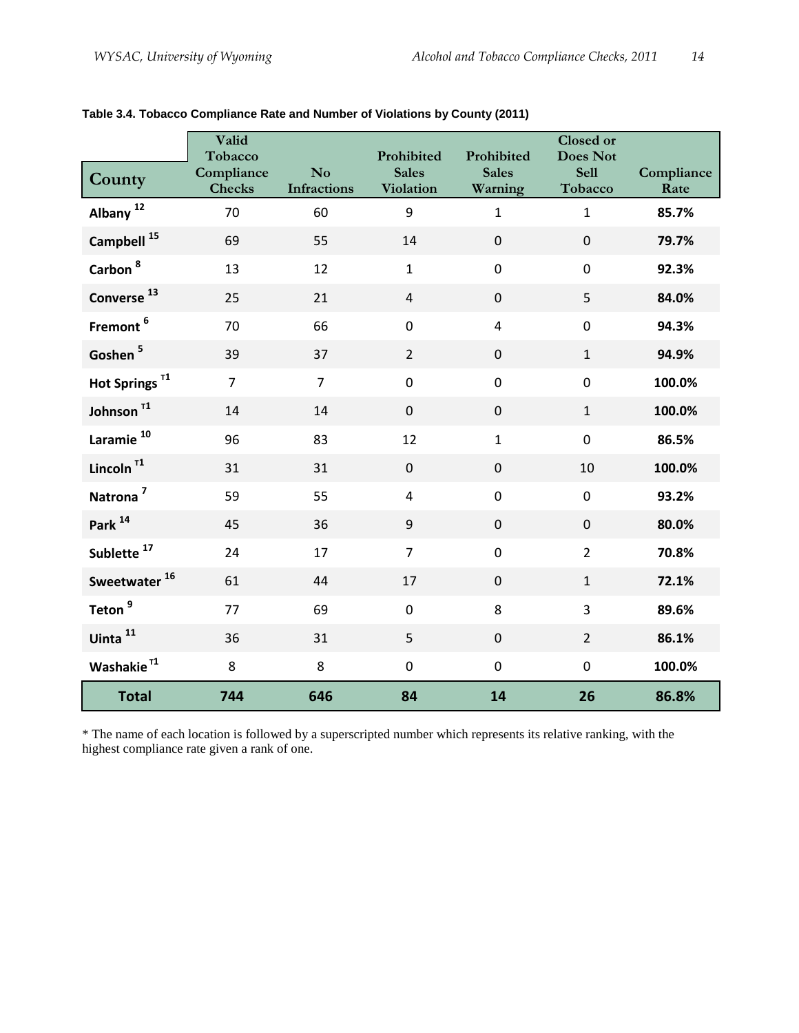**Table 3.4. Tobacco Compliance Rate and Number of Violations by County (2011)**

| County | Valid Tobacco Compliance Checks | No Infractions | Prohibited Sales Violation | Prohibited Sales Warning | Closed or Does Not Sell Tobacco | Compliance Rate |
|---|---|---|---|---|---|---|
| **Albany** [12] | 70 | 60 | 9 | 1 | 1 | **85.7%** |
| **Campbell** [15] | 69 | 55 | 14 | 0 | 0 | **79.7%** |
| **Carbon** [8] | 13 | 12 | 1 | 0 | 0 | **92.3%** |
| **Converse** [13] | 25 | 21 | 4 | 0 | 5 | **84.0%** |
| **Fremont** [6] | 70 | 66 | 0 | 4 | 0 | **94.3%** |
| **Goshen** [5] | 39 | 37 | 2 | 0 | 1 | **94.9%** |
| **Hot Springs** [T1] | 7 | 7 | 0 | 0 | 0 | **100.0%** |
| **Johnson** [T1] | 14 | 14 | 0 | 0 | 1 | **100.0%** |
| **Laramie** [10] | 96 | 83 | 12 | 1 | 0 | **86.5%** |
| **Lincoln** [T1] | 31 | 31 | 0 | 0 | 10 | **100.0%** |
| **Natrona** [7] | 59 | 55 | 4 | 0 | 0 | **93.2%** |
| **Park** [14] | 45 | 36 | 9 | 0 | 0 | **80.0%** |
| **Sublette** [17] | 24 | 17 | 7 | 0 | 2 | **70.8%** |
| **Sweetwater** [16] | 61 | 44 | 17 | 0 | 1 | **72.1%** |
| **Teton** [9] | 77 | 69 | 0 | 8 | 3 | **89.6%** |
| **Uinta** [11] | 36 | 31 | 5 | 0 | 2 | **86.1%** |
| **Washakie** [T1] | 8 | 8 | 0 | 0 | 0 | **100.0%** |
| **Total** | **744** | **646** | **84** | **14** | **26** | **86.8%** |

* The name of each location is followed by a superscripted number which represents its relative ranking, with the highest compliance rate given a rank of one.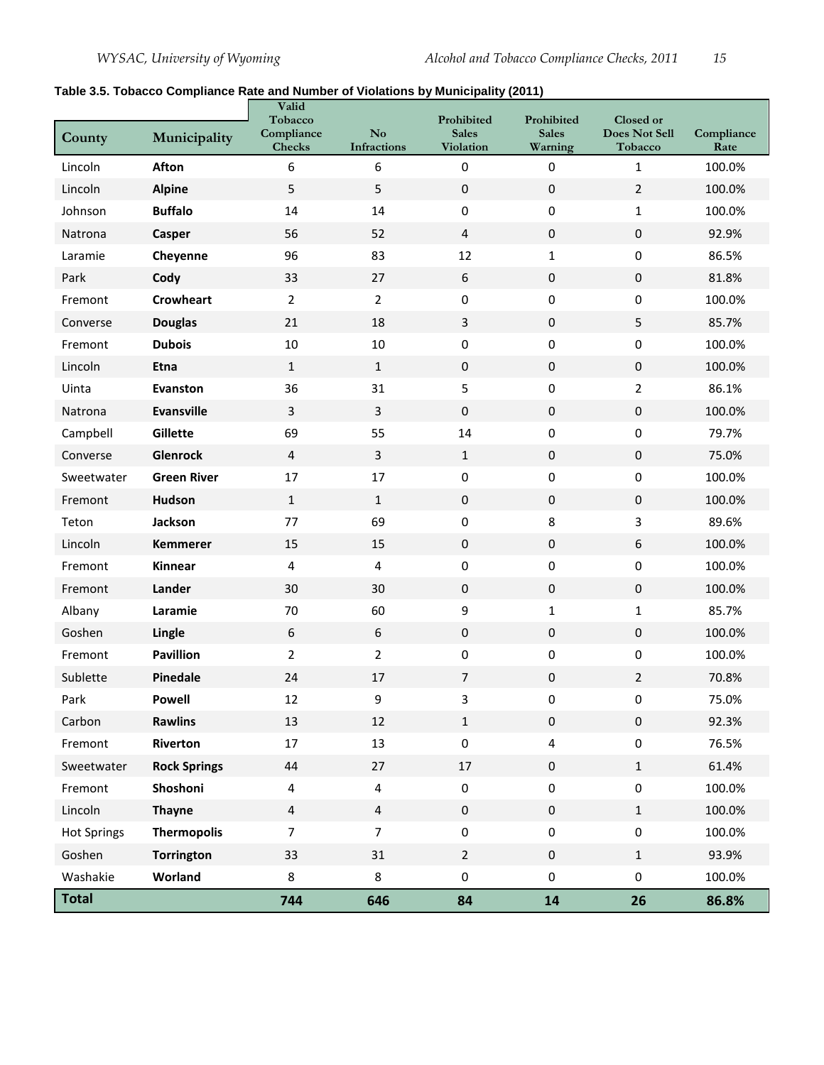**Table 3.5. Tobacco Compliance Rate and Number of Violations by Municipality (2011)**

| County | Municipality | Valid Tobacco Compliance Checks | No Infractions | Prohibited Sales Violation | Prohibited Sales Warning | Closed or Does Not Sell Tobacco | Compliance Rate |
|---|---|---|---|---|---|---|---|
| Lincoln | **Afton** | 6 | 6 | 0 | 0 | 1 | 100.0% |
| Lincoln | **Alpine** | 5 | 5 | 0 | 0 | 2 | 100.0% |
| Johnson | **Buffalo** | 14 | 14 | 0 | 0 | 1 | 100.0% |
| Natrona | **Casper** | 56 | 52 | 4 | 0 | 0 | 92.9% |
| Laramie | **Cheyenne** | 96 | 83 | 12 | 1 | 0 | 86.5% |
| Park | **Cody** | 33 | 27 | 6 | 0 | 0 | 81.8% |
| Fremont | **Crowheart** | 2 | 2 | 0 | 0 | 0 | 100.0% |
| Converse | **Douglas** | 21 | 18 | 3 | 0 | 5 | 85.7% |
| Fremont | **Dubois** | 10 | 10 | 0 | 0 | 0 | 100.0% |
| Lincoln | **Etna** | 1 | 1 | 0 | 0 | 0 | 100.0% |
| Uinta | **Evanston** | 36 | 31 | 5 | 0 | 2 | 86.1% |
| Natrona | **Evansville** | 3 | 3 | 0 | 0 | 0 | 100.0% |
| Campbell | **Gillette** | 69 | 55 | 14 | 0 | 0 | 79.7% |
| Converse | **Glenrock** | 4 | 3 | 1 | 0 | 0 | 75.0% |
| Sweetwater | **Green River** | 17 | 17 | 0 | 0 | 0 | 100.0% |
| Fremont | **Hudson** | 1 | 1 | 0 | 0 | 0 | 100.0% |
| Teton | **Jackson** | 77 | 69 | 0 | 8 | 3 | 89.6% |
| Lincoln | **Kemmerer** | 15 | 15 | 0 | 0 | 6 | 100.0% |
| Fremont | **Kinnear** | 4 | 4 | 0 | 0 | 0 | 100.0% |
| Fremont | **Lander** | 30 | 30 | 0 | 0 | 0 | 100.0% |
| Albany | **Laramie** | 70 | 60 | 9 | 1 | 1 | 85.7% |
| Goshen | **Lingle** | 6 | 6 | 0 | 0 | 0 | 100.0% |
| Fremont | **Pavillion** | 2 | 2 | 0 | 0 | 0 | 100.0% |
| Sublette | **Pinedale** | 24 | 17 | 7 | 0 | 2 | 70.8% |
| Park | **Powell** | 12 | 9 | 3 | 0 | 0 | 75.0% |
| Carbon | **Rawlins** | 13 | 12 | 1 | 0 | 0 | 92.3% |
| Fremont | **Riverton** | 17 | 13 | 0 | 4 | 0 | 76.5% |
| Sweetwater | **Rock Springs** | 44 | 27 | 17 | 0 | 1 | 61.4% |
| Fremont | **Shoshoni** | 4 | 4 | 0 | 0 | 0 | 100.0% |
| Lincoln | **Thayne** | 4 | 4 | 0 | 0 | 1 | 100.0% |
| Hot Springs | **Thermopolis** | 7 | 7 | 0 | 0 | 0 | 100.0% |
| Goshen | **Torrington** | 33 | 31 | 2 | 0 | 1 | 93.9% |
| Washakie | **Worland** | 8 | 8 | 0 | 0 | 0 | 100.0% |
| **Total** | | **744** | **646** | **84** | **14** | **26** | **86.8%** |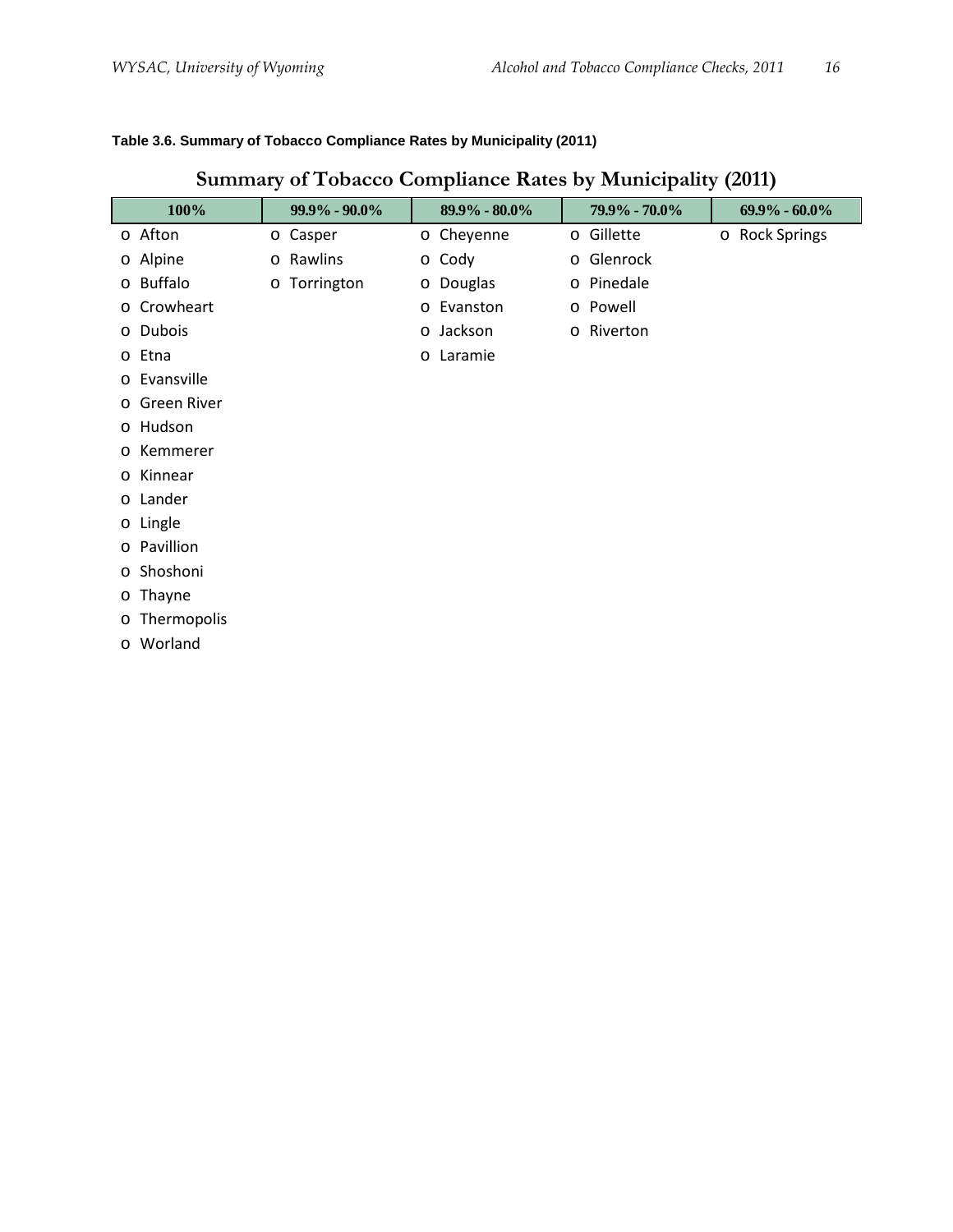**Table 3.6. Summary of Tobacco Compliance Rates by Municipality (2011)**

## Summary of Tobacco Compliance Rates by Municipality (2011)

| 100% | 99.9% - 90.0% | 89.9% - 80.0% | 79.9% - 70.0% | 69.9% - 60.0% |
|---|---|---|---|---|
| Afton | Casper | Cheyenne | Gillette | Rock Springs |
| Alpine | Rawlins | Cody | Glenrock | |
| Buffalo | Torrington | Douglas | Pinedale | |
| Crowheart | | Evanston | Powell | |
| Dubois | | Jackson | Riverton | |
| Etna | | Laramie | | |
| Evansville | | | | |
| Green River | | | | |
| Hudson | | | | |
| Kemmerer | | | | |
| Kinnear | | | | |
| Lander | | | | |
| Lingle | | | | |
| Pavillion | | | | |
| Shoshoni | | | | |
| Thayne | | | | |
| Thermopolis | | | | |
| Worland | | | | |